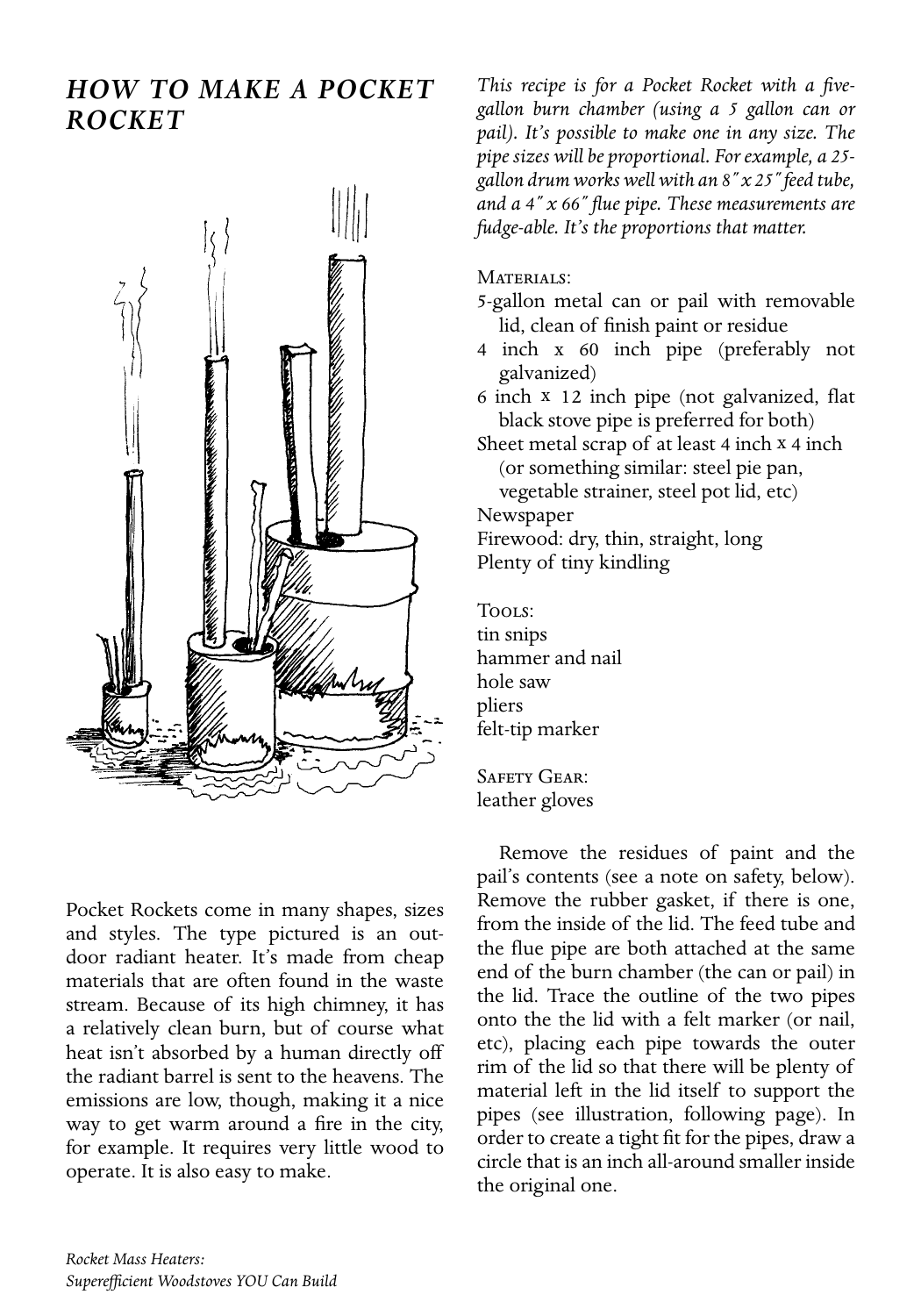## *HOW TO MAKE A POCKET ROCKET*

Pocket Rockets come in many shapes, sizes and styles. The type pictured is an outdoor radiant heater. It's made from cheap materials that are often found in the waste stream. Because of its high chimney, it has a relatively clean burn, but of course what heat isn't absorbed by a human directly off the radiant barrel is sent to the heavens. The emissions are low, though, making it a nice way to get warm around a fire in the city, for example. It requires very little wood to operate. It is also easy to make.

*This recipe is for a Pocket Rocket with a five-gallon burn chamber (using a 5 gallon can or pail). It's possible to make one in any size. The pipe sizes will be proportional. For example, a 25-gallon drum works well with an 8" x 25" feed tube, and a 4" x 66" flue pipe. These measurements are fudge-able. It's the proportions that matter.*

MATERIALS:

- 5-gallon metal can or pail with removable lid, clean of finish paint or residue
- 4 inch x 60 inch pipe (preferably not galvanized)
- 6 inch x 12 inch pipe (not galvanized, flat black stove pipe is preferred for both)
- Sheet metal scrap of at least 4 inch x 4 inch (or something similar: steel pie pan, vegetable strainer, steel pot lid, etc)
- Newspaper
- Firewood: dry, thin, straight, long
- Plenty of tiny kindling

TOOLS:

- tin snips
- hammer and nail
- hole saw
- pliers
- felt-tip marker

SAFETY GEAR:

- leather gloves

Remove the residues of paint and the pail's contents (see a note on safety, below). Remove the rubber gasket, if there is one, from the inside of the lid. The feed tube and the flue pipe are both attached at the same end of the burn chamber (the can or pail) in the lid. Trace the outline of the two pipes onto the the lid with a felt marker (or nail, etc), placing each pipe towards the outer rim of the lid so that there will be plenty of material left in the lid itself to support the pipes (see illustration, following page). In order to create a tight fit for the pipes, draw a circle that is an inch all-around smaller inside the original one.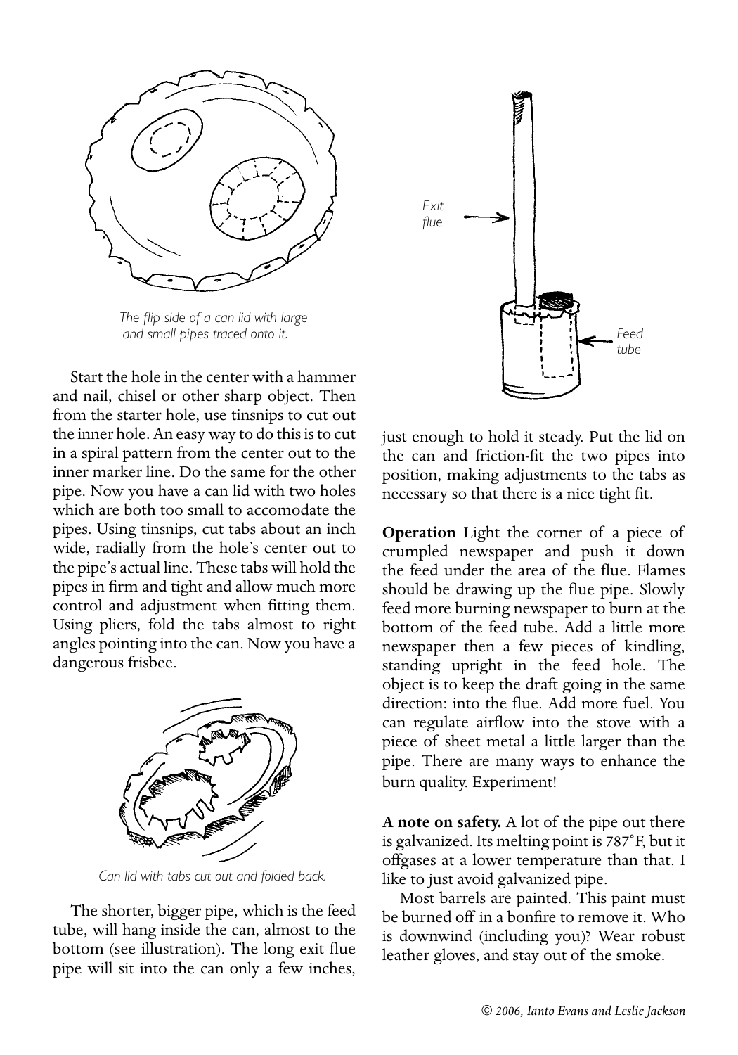The flip-side of a can lid with large and small pipes traced onto it.

Start the hole in the center with a hammer and nail, chisel or other sharp object. Then from the starter hole, use tinsnips to cut out the inner hole. An easy way to do this is to cut in a spiral pattern from the center out to the inner marker line. Do the same for the other pipe. Now you have a can lid with two holes which are both too small to accomodate the pipes. Using tinsnips, cut tabs about an inch wide, radially from the hole's center out to the pipe's actual line. These tabs will hold the pipes in firm and tight and allow much more control and adjustment when fitting them. Using pliers, fold the tabs almost to right angles pointing into the can. Now you have a dangerous frisbee.

Can lid with tabs cut out and folded back.

The shorter, bigger pipe, which is the feed tube, will hang inside the can, almost to the bottom (see illustration). The long exit flue pipe will sit into the can only a few inches, just enough to hold it steady. Put the lid on the can and friction-fit the two pipes into position, making adjustments to the tabs as necessary so that there is a nice tight fit.

Exit flue

Feed tube

**Operation** Light the corner of a piece of crumpled newspaper and push it down the feed under the area of the flue. Flames should be drawing up the flue pipe. Slowly feed more burning newspaper to burn at the bottom of the feed tube. Add a little more newspaper then a few pieces of kindling, standing upright in the feed hole. The object is to keep the draft going in the same direction: into the flue. Add more fuel. You can regulate airflow into the stove with a piece of sheet metal a little larger than the pipe. There are many ways to enhance the burn quality. Experiment!

**A note on safety.** A lot of the pipe out there is galvanized. Its melting point is 787°F, but it offgases at a lower temperature than that. I like to just avoid galvanized pipe.

Most barrels are painted. This paint must be burned off in a bonfire to remove it. Who is downwind (including you)? Wear robust leather gloves, and stay out of the smoke.

*© 2006, Ianto Evans and Leslie Jackson*